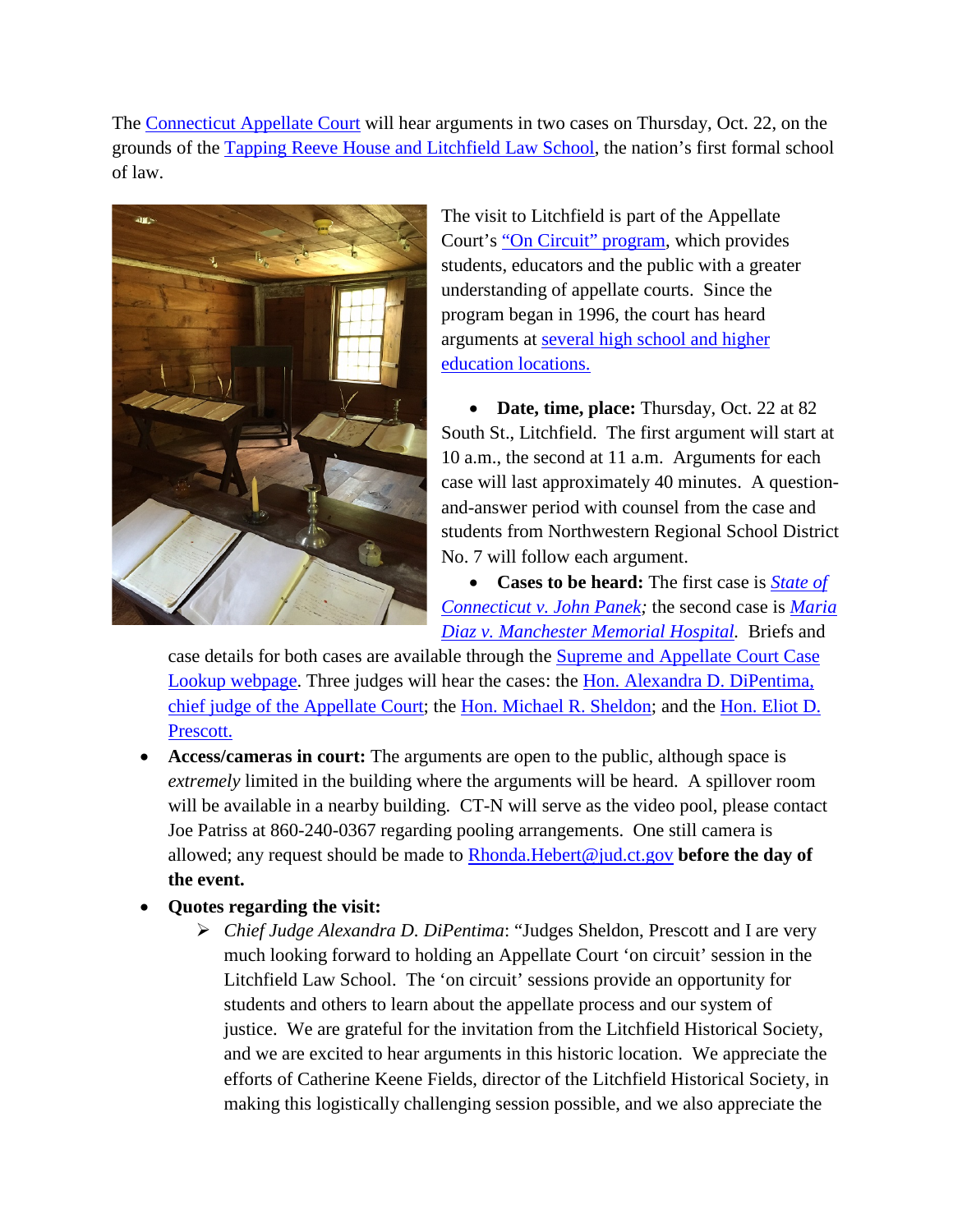The Connecticut Appellate Court will hear arguments in two cases on Thursday, Oct. 22, on the grounds of the Tapping Reeve House and Litchfield Law School, the nation's first formal school of law.

The visit to Litchfield is part of the Appellate Court's "On Circuit" program, which provides students, educators and the public with a greater understanding of appellate courts. Since the program began in 1996, the court has heard arguments at several high school and higher education locations.

- **Date, time, place:** Thursday, Oct. 22 at 82 South St., Litchfield. The first argument will start at 10 a.m., the second at 11 a.m. Arguments for each case will last approximately 40 minutes. A question-and-answer period with counsel from the case and students from Northwestern Regional School District No. 7 will follow each argument.
- **Cases to be heard:** The first case is *State of Connecticut v. John Panek;* the second case is *Maria Diaz v. Manchester Memorial Hospital.* Briefs and case details for both cases are available through the Supreme and Appellate Court Case Lookup webpage. Three judges will hear the cases: the Hon. Alexandra D. DiPentima, chief judge of the Appellate Court; the Hon. Michael R. Sheldon; and the Hon. Eliot D. Prescott.
- **Access/cameras in court:** The arguments are open to the public, although space is *extremely* limited in the building where the arguments will be heard. A spillover room will be available in a nearby building. CT-N will serve as the video pool, please contact Joe Patriss at 860-240-0367 regarding pooling arrangements. One still camera is allowed; any request should be made to Rhonda.Hebert@jud.ct.gov **before the day of the event.**
- **Quotes regarding the visit:**
  - *Chief Judge Alexandra D. DiPentima*: "Judges Sheldon, Prescott and I are very much looking forward to holding an Appellate Court 'on circuit' session in the Litchfield Law School. The 'on circuit' sessions provide an opportunity for students and others to learn about the appellate process and our system of justice. We are grateful for the invitation from the Litchfield Historical Society, and we are excited to hear arguments in this historic location. We appreciate the efforts of Catherine Keene Fields, director of the Litchfield Historical Society, in making this logistically challenging session possible, and we also appreciate the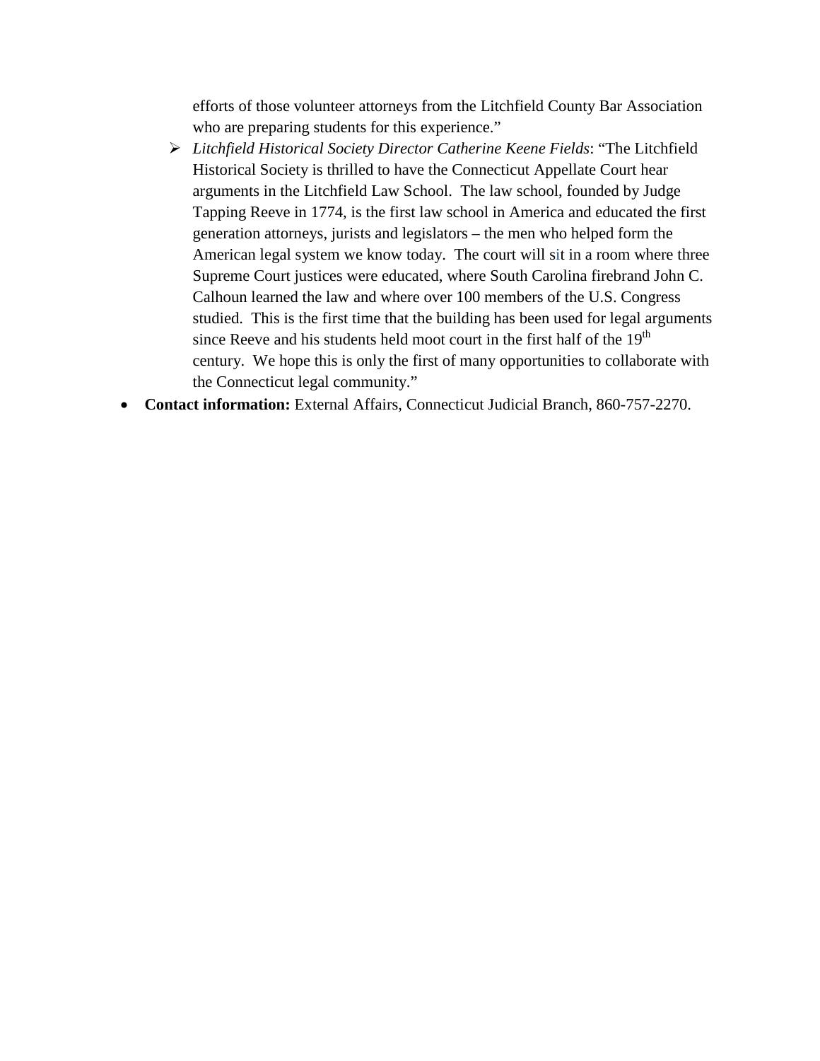efforts of those volunteer attorneys from the Litchfield County Bar Association who are preparing students for this experience."

  - *Litchfield Historical Society Director Catherine Keene Fields*: "The Litchfield Historical Society is thrilled to have the Connecticut Appellate Court hear arguments in the Litchfield Law School. The law school, founded by Judge Tapping Reeve in 1774, is the first law school in America and educated the first generation attorneys, jurists and legislators – the men who helped form the American legal system we know today. The court will sit in a room where three Supreme Court justices were educated, where South Carolina firebrand John C. Calhoun learned the law and where over 100 members of the U.S. Congress studied. This is the first time that the building has been used for legal arguments since Reeve and his students held moot court in the first half of the 19th century. We hope this is only the first of many opportunities to collaborate with the Connecticut legal community."

- **Contact information:** External Affairs, Connecticut Judicial Branch, 860-757-2270.